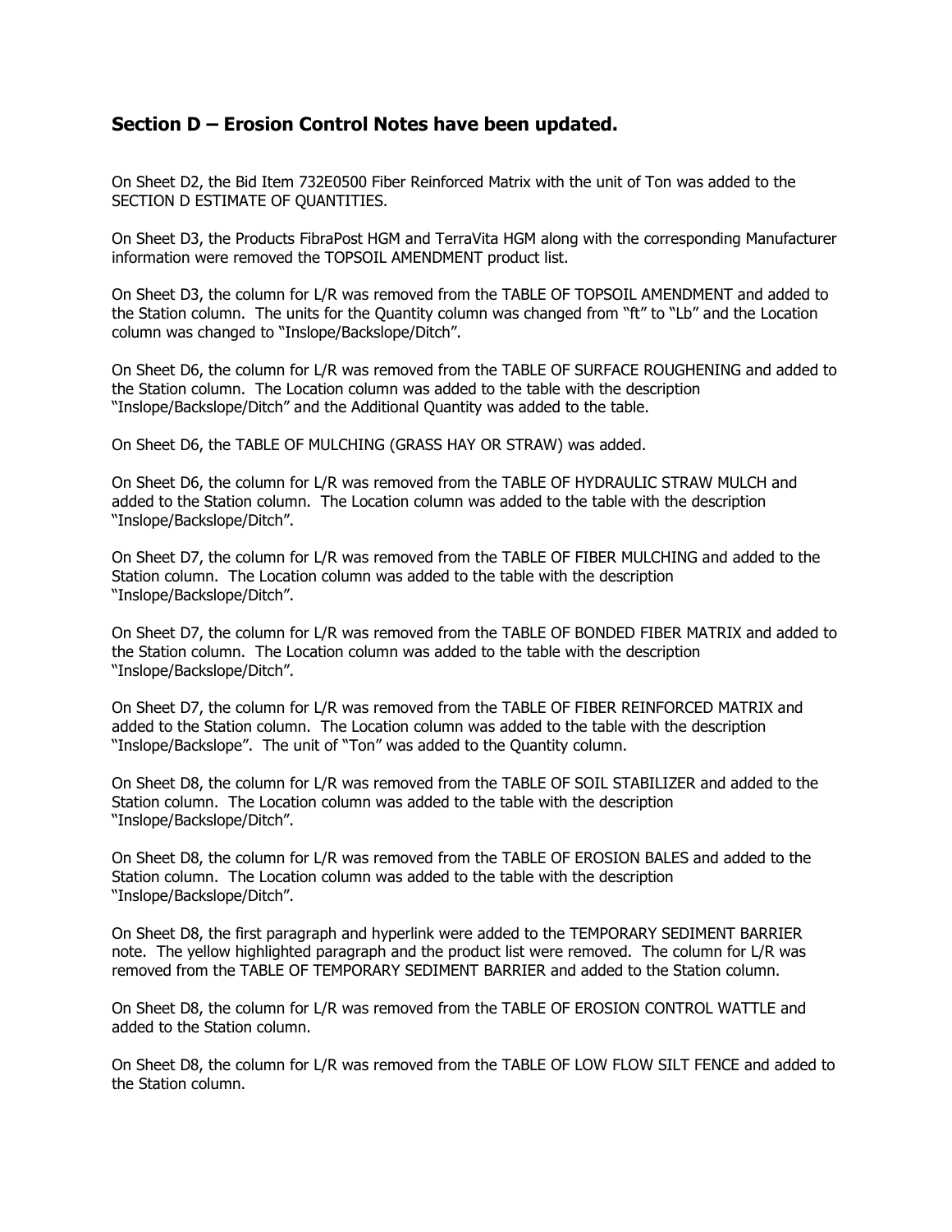## Section D – Erosion Control Notes have been updated.

On Sheet D2, the Bid Item 732E0500 Fiber Reinforced Matrix with the unit of Ton was added to the SECTION D ESTIMATE OF QUANTITIES.

On Sheet D3, the Products FibraPost HGM and TerraVita HGM along with the corresponding Manufacturer information were removed the TOPSOIL AMENDMENT product list.

On Sheet D3, the column for L/R was removed from the TABLE OF TOPSOIL AMENDMENT and added to the Station column. The units for the Quantity column was changed from "ft" to "Lb" and the Location column was changed to "Inslope/Backslope/Ditch".

On Sheet D6, the column for L/R was removed from the TABLE OF SURFACE ROUGHENING and added to the Station column. The Location column was added to the table with the description "Inslope/Backslope/Ditch" and the Additional Quantity was added to the table.

On Sheet D6, the TABLE OF MULCHING (GRASS HAY OR STRAW) was added.

On Sheet D6, the column for L/R was removed from the TABLE OF HYDRAULIC STRAW MULCH and added to the Station column. The Location column was added to the table with the description "Inslope/Backslope/Ditch".

On Sheet D7, the column for L/R was removed from the TABLE OF FIBER MULCHING and added to the Station column. The Location column was added to the table with the description "Inslope/Backslope/Ditch".

On Sheet D7, the column for L/R was removed from the TABLE OF BONDED FIBER MATRIX and added to the Station column. The Location column was added to the table with the description "Inslope/Backslope/Ditch".

On Sheet D7, the column for L/R was removed from the TABLE OF FIBER REINFORCED MATRIX and added to the Station column. The Location column was added to the table with the description "Inslope/Backslope". The unit of "Ton" was added to the Quantity column.

On Sheet D8, the column for L/R was removed from the TABLE OF SOIL STABILIZER and added to the Station column. The Location column was added to the table with the description "Inslope/Backslope/Ditch".

On Sheet D8, the column for L/R was removed from the TABLE OF EROSION BALES and added to the Station column. The Location column was added to the table with the description "Inslope/Backslope/Ditch".

On Sheet D8, the first paragraph and hyperlink were added to the TEMPORARY SEDIMENT BARRIER note. The yellow highlighted paragraph and the product list were removed. The column for L/R was removed from the TABLE OF TEMPORARY SEDIMENT BARRIER and added to the Station column.

On Sheet D8, the column for L/R was removed from the TABLE OF EROSION CONTROL WATTLE and added to the Station column.

On Sheet D8, the column for L/R was removed from the TABLE OF LOW FLOW SILT FENCE and added to the Station column.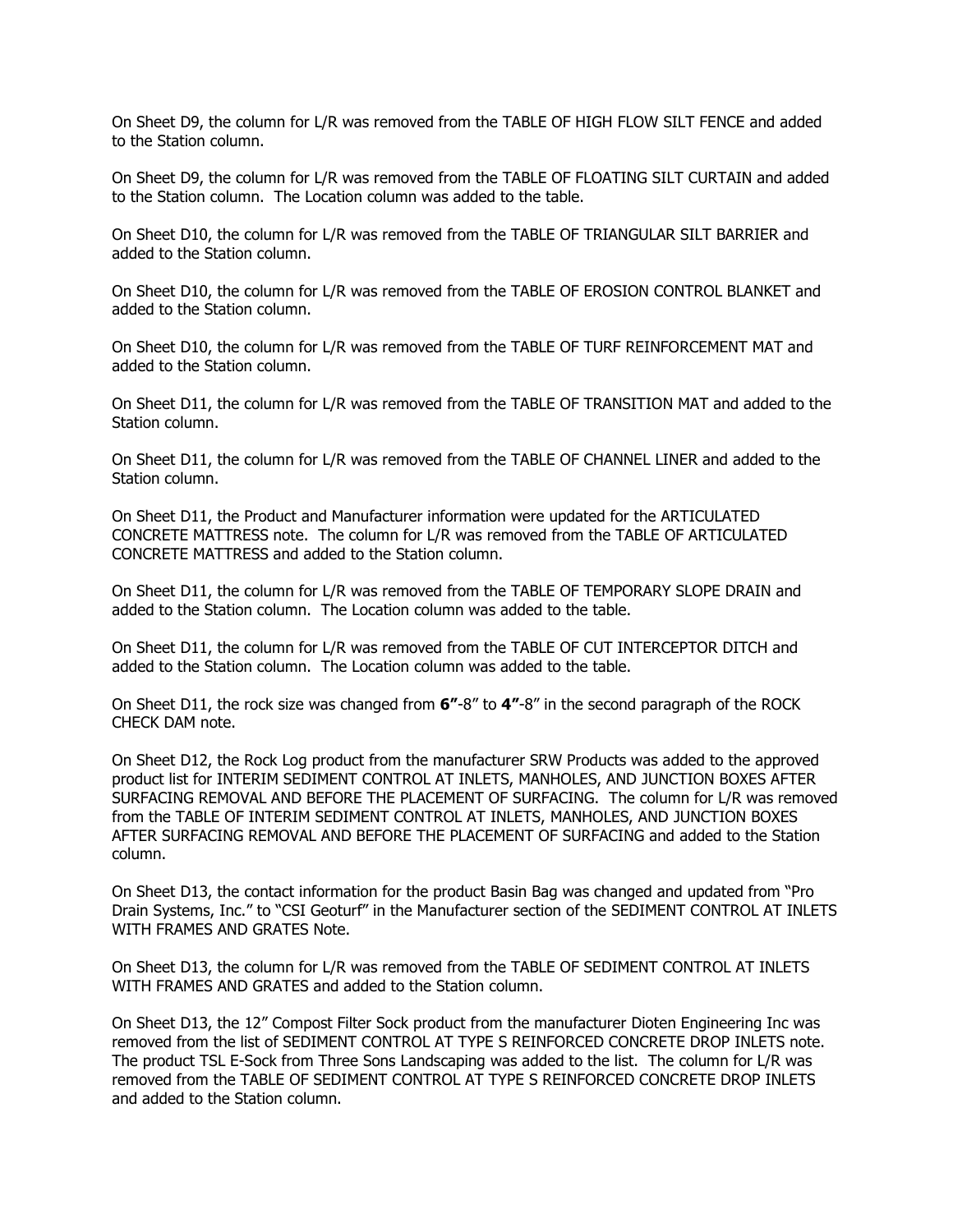On Sheet D9, the column for L/R was removed from the TABLE OF HIGH FLOW SILT FENCE and added to the Station column.

On Sheet D9, the column for L/R was removed from the TABLE OF FLOATING SILT CURTAIN and added to the Station column. The Location column was added to the table.

On Sheet D10, the column for L/R was removed from the TABLE OF TRIANGULAR SILT BARRIER and added to the Station column.

On Sheet D10, the column for L/R was removed from the TABLE OF EROSION CONTROL BLANKET and added to the Station column.

On Sheet D10, the column for L/R was removed from the TABLE OF TURF REINFORCEMENT MAT and added to the Station column.

On Sheet D11, the column for L/R was removed from the TABLE OF TRANSITION MAT and added to the Station column.

On Sheet D11, the column for L/R was removed from the TABLE OF CHANNEL LINER and added to the Station column.

On Sheet D11, the Product and Manufacturer information were updated for the ARTICULATED CONCRETE MATTRESS note. The column for L/R was removed from the TABLE OF ARTICULATED CONCRETE MATTRESS and added to the Station column.

On Sheet D11, the column for L/R was removed from the TABLE OF TEMPORARY SLOPE DRAIN and added to the Station column. The Location column was added to the table.

On Sheet D11, the column for L/R was removed from the TABLE OF CUT INTERCEPTOR DITCH and added to the Station column. The Location column was added to the table.

On Sheet D11, the rock size was changed from **6"**-8" to **4"**-8" in the second paragraph of the ROCK CHECK DAM note.

On Sheet D12, the Rock Log product from the manufacturer SRW Products was added to the approved product list for INTERIM SEDIMENT CONTROL AT INLETS, MANHOLES, AND JUNCTION BOXES AFTER SURFACING REMOVAL AND BEFORE THE PLACEMENT OF SURFACING. The column for L/R was removed from the TABLE OF INTERIM SEDIMENT CONTROL AT INLETS, MANHOLES, AND JUNCTION BOXES AFTER SURFACING REMOVAL AND BEFORE THE PLACEMENT OF SURFACING and added to the Station column.

On Sheet D13, the contact information for the product Basin Bag was changed and updated from "Pro Drain Systems, Inc." to "CSI Geoturf" in the Manufacturer section of the SEDIMENT CONTROL AT INLETS WITH FRAMES AND GRATES Note.

On Sheet D13, the column for L/R was removed from the TABLE OF SEDIMENT CONTROL AT INLETS WITH FRAMES AND GRATES and added to the Station column.

On Sheet D13, the 12" Compost Filter Sock product from the manufacturer Dioten Engineering Inc was removed from the list of SEDIMENT CONTROL AT TYPE S REINFORCED CONCRETE DROP INLETS note. The product TSL E-Sock from Three Sons Landscaping was added to the list. The column for L/R was removed from the TABLE OF SEDIMENT CONTROL AT TYPE S REINFORCED CONCRETE DROP INLETS and added to the Station column.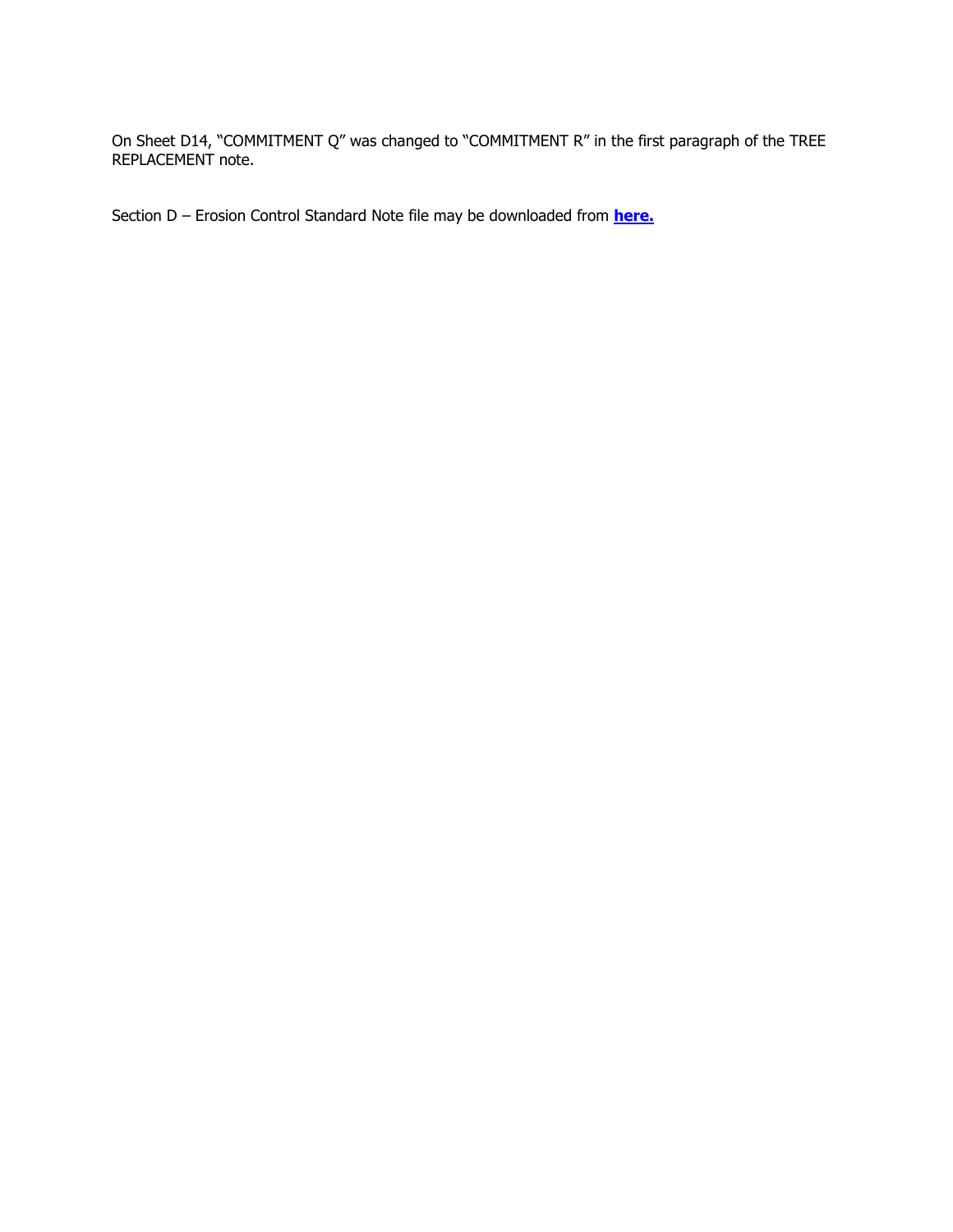On Sheet D14, "COMMITMENT Q" was changed to "COMMITMENT R" in the first paragraph of the TREE REPLACEMENT note.

Section D – Erosion Control Standard Note file may be downloaded from **here.**